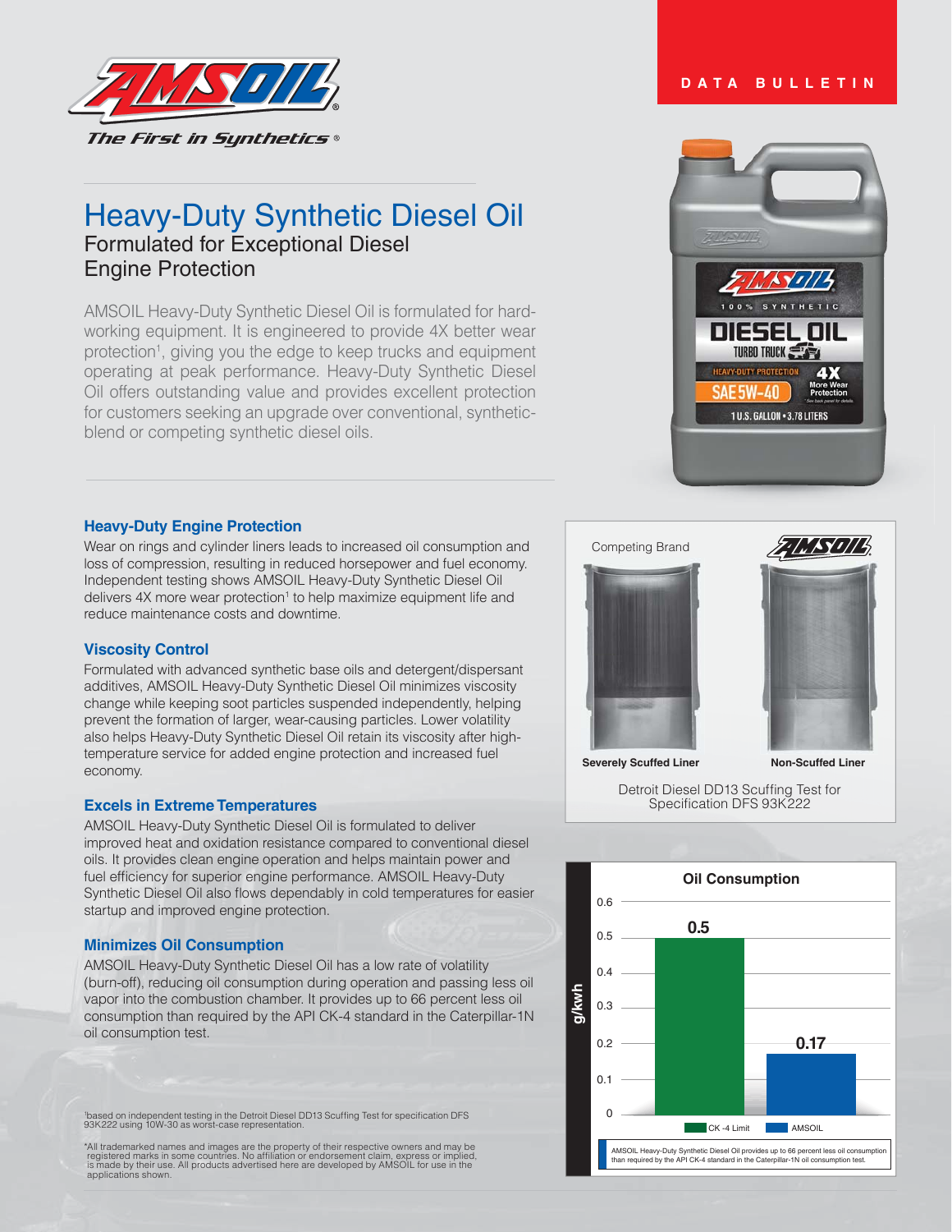DATA BULLETIN

# Heavy-Duty Synthetic Diesel Oil

## Formulated for Exceptional Diesel Engine Protection

AMSOIL Heavy-Duty Synthetic Diesel Oil is formulated for hard-working equipment. It is engineered to provide 4X better wear protection[1], giving you the edge to keep trucks and equipment operating at peak performance. Heavy-Duty Synthetic Diesel Oil offers outstanding value and provides excellent protection for customers seeking an upgrade over conventional, synthetic-blend or competing synthetic diesel oils.

### Heavy-Duty Engine Protection

Wear on rings and cylinder liners leads to increased oil consumption and loss of compression, resulting in reduced horsepower and fuel economy. Independent testing shows AMSOIL Heavy-Duty Synthetic Diesel Oil delivers 4X more wear protection[1] to help maximize equipment life and reduce maintenance costs and downtime.

### Viscosity Control

Formulated with advanced synthetic base oils and detergent/dispersant additives, AMSOIL Heavy-Duty Synthetic Diesel Oil minimizes viscosity change while keeping soot particles suspended independently, helping prevent the formation of larger, wear-causing particles. Lower volatility also helps Heavy-Duty Synthetic Diesel Oil retain its viscosity after high-temperature service for added engine protection and increased fuel economy.

### Excels in Extreme Temperatures

AMSOIL Heavy-Duty Synthetic Diesel Oil is formulated to deliver improved heat and oxidation resistance compared to conventional diesel oils. It provides clean engine operation and helps maintain power and fuel efficiency for superior engine performance. AMSOIL Heavy-Duty Synthetic Diesel Oil also flows dependably in cold temperatures for easier startup and improved engine protection.

### Minimizes Oil Consumption

AMSOIL Heavy-Duty Synthetic Diesel Oil has a low rate of volatility (burn-off), reducing oil consumption during operation and passing less oil vapor into the combustion chamber. It provides up to 66 percent less oil consumption than required by the API CK-4 standard in the Caterpillar-1N oil consumption test.

Competing Brand — Severely Scuffed Liner

AMSOIL — Non-Scuffed Liner

Detroit Diesel DD13 Scuffing Test for Specification DFS 93K222

**Oil Consumption**

| | g/kwh |
|---|---|
| CK-4 Limit | 0.5 |
| AMSOIL | 0.17 |

AMSOIL Heavy-Duty Synthetic Diesel Oil provides up to 66 percent less oil consumption than required by the API CK-4 standard in the Caterpillar-1N oil consumption test.

[1]based on independent testing in the Detroit Diesel DD13 Scuffing Test for specification DFS 93K222 using 10W-30 as worst-case representation.

*All trademarked names and images are the property of their respective owners and may be registered marks in some countries. No affiliation or endorsement claim, express or implied, is made by their use. All products advertised here are developed by AMSOIL for use in the applications shown.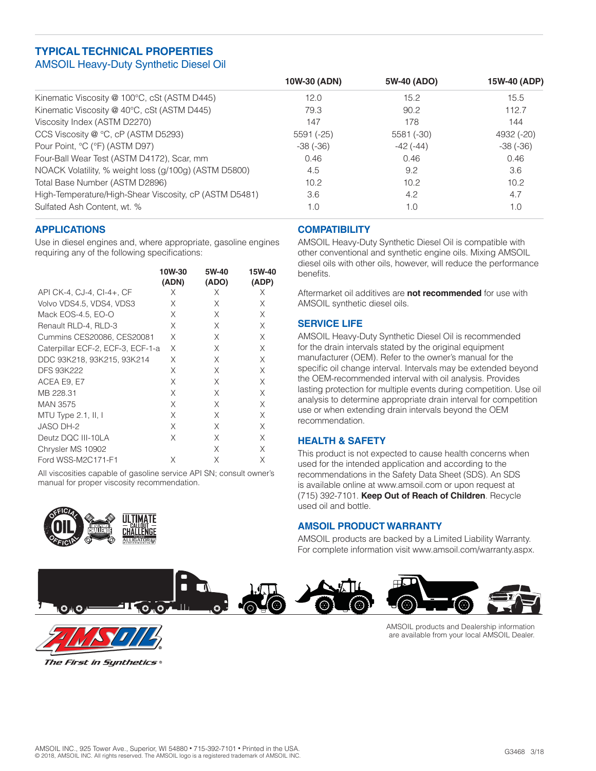## TYPICAL TECHNICAL PROPERTIES

### AMSOIL Heavy-Duty Synthetic Diesel Oil

| | 10W-30 (ADN) | 5W-40 (ADO) | 15W-40 (ADP) |
|---|---|---|---|
| Kinematic Viscosity @ 100°C, cSt (ASTM D445) | 12.0 | 15.2 | 15.5 |
| Kinematic Viscosity @ 40°C, cSt (ASTM D445) | 79.3 | 90.2 | 112.7 |
| Viscosity Index (ASTM D2270) | 147 | 178 | 144 |
| CCS Viscosity @ °C, cP (ASTM D5293) | 5591 (-25) | 5581 (-30) | 4932 (-20) |
| Pour Point, °C (°F) (ASTM D97) | -38 (-36) | -42 (-44) | -38 (-36) |
| Four-Ball Wear Test (ASTM D4172), Scar, mm | 0.46 | 0.46 | 0.46 |
| NOACK Volatility, % weight loss (g/100g) (ASTM D5800) | 4.5 | 9.2 | 3.6 |
| Total Base Number (ASTM D2896) | 10.2 | 10.2 | 10.2 |
| High-Temperature/High-Shear Viscosity, cP (ASTM D5481) | 3.6 | 4.2 | 4.7 |
| Sulfated Ash Content, wt. % | 1.0 | 1.0 | 1.0 |

## APPLICATIONS

Use in diesel engines and, where appropriate, gasoline engines requiring any of the following specifications:

| | 10W-30 (ADN) | 5W-40 (ADO) | 15W-40 (ADP) |
|---|---|---|---|
| API CK-4, CJ-4, CI-4+, CF | X | X | X |
| Volvo VDS4.5, VDS4, VDS3 | X | X | X |
| Mack EOS-4.5, EO-O | X | X | X |
| Renault RLD-4, RLD-3 | X | X | X |
| Cummins CES20086, CES20081 | X | X | X |
| Caterpillar ECF-2, ECF-3, ECF-1-a | X | X | X |
| DDC 93K218, 93K215, 93K214 | X | X | X |
| DFS 93K222 | X | X | X |
| ACEA E9, E7 | X | X | X |
| MB 228.31 | X | X | X |
| MAN 3575 | X | X | X |
| MTU Type 2.1, II, I | X | X | X |
| JASO DH-2 | X | X | X |
| Deutz DQC III-10LA | X | X | X |
| Chrysler MS 10902 | | X | X |
| Ford WSS-M2C171-F1 | X | X | X |

All viscosities capable of gasoline service API SN; consult owner's manual for proper viscosity recommendation.

## COMPATIBILITY

AMSOIL Heavy-Duty Synthetic Diesel Oil is compatible with other conventional and synthetic engine oils. Mixing AMSOIL diesel oils with other oils, however, will reduce the performance benefits.

Aftermarket oil additives are **not recommended** for use with AMSOIL synthetic diesel oils.

## SERVICE LIFE

AMSOIL Heavy-Duty Synthetic Diesel Oil is recommended for the drain intervals stated by the original equipment manufacturer (OEM). Refer to the owner's manual for the specific oil change interval. Intervals may be extended beyond the OEM-recommended interval with oil analysis. Provides lasting protection for multiple events during competition. Use oil analysis to determine appropriate drain interval for competition use or when extending drain intervals beyond the OEM recommendation.

## HEALTH & SAFETY

This product is not expected to cause health concerns when used for the intended application and according to the recommendations in the Safety Data Sheet (SDS). An SDS is available online at www.amsoil.com or upon request at (715) 392-7101. **Keep Out of Reach of Children**. Recycle used oil and bottle.

## AMSOIL PRODUCT WARRANTY

AMSOIL products are backed by a Limited Liability Warranty. For complete information visit www.amsoil.com/warranty.aspx.

AMSOIL products and Dealership information are available from your local AMSOIL Dealer.

AMSOIL INC., 925 Tower Ave., Superior, WI 54880 • 715-392-7101 • Printed in the USA.
© 2018, AMSOIL INC. All rights reserved. The AMSOIL logo is a registered trademark of AMSOIL INC.

G3468 3/18